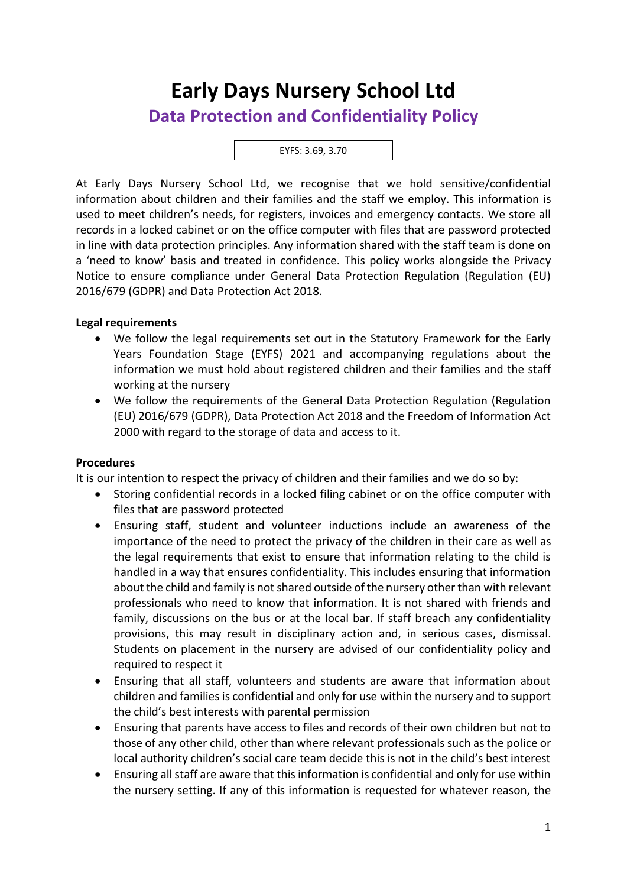# Early Days Nursery School Ltd

## Data Protection and Confidentiality Policy

EYFS: 3.69, 3.70

At Early Days Nursery School Ltd, we recognise that we hold sensitive/confidential information about children and their families and the staff we employ. This information is used to meet children's needs, for registers, invoices and emergency contacts. We store all records in a locked cabinet or on the office computer with files that are password protected in line with data protection principles. Any information shared with the staff team is done on a 'need to know' basis and treated in confidence. This policy works alongside the Privacy Notice to ensure compliance under General Data Protection Regulation (Regulation (EU) 2016/679 (GDPR) and Data Protection Act 2018.

**Legal requirements**

- We follow the legal requirements set out in the Statutory Framework for the Early Years Foundation Stage (EYFS) 2021 and accompanying regulations about the information we must hold about registered children and their families and the staff working at the nursery
- We follow the requirements of the General Data Protection Regulation (Regulation (EU) 2016/679 (GDPR), Data Protection Act 2018 and the Freedom of Information Act 2000 with regard to the storage of data and access to it.

**Procedures**

It is our intention to respect the privacy of children and their families and we do so by:

- Storing confidential records in a locked filing cabinet or on the office computer with files that are password protected
- Ensuring staff, student and volunteer inductions include an awareness of the importance of the need to protect the privacy of the children in their care as well as the legal requirements that exist to ensure that information relating to the child is handled in a way that ensures confidentiality. This includes ensuring that information about the child and family is not shared outside of the nursery other than with relevant professionals who need to know that information. It is not shared with friends and family, discussions on the bus or at the local bar. If staff breach any confidentiality provisions, this may result in disciplinary action and, in serious cases, dismissal. Students on placement in the nursery are advised of our confidentiality policy and required to respect it
- Ensuring that all staff, volunteers and students are aware that information about children and families is confidential and only for use within the nursery and to support the child's best interests with parental permission
- Ensuring that parents have access to files and records of their own children but not to those of any other child, other than where relevant professionals such as the police or local authority children's social care team decide this is not in the child's best interest
- Ensuring all staff are aware that this information is confidential and only for use within the nursery setting. If any of this information is requested for whatever reason, the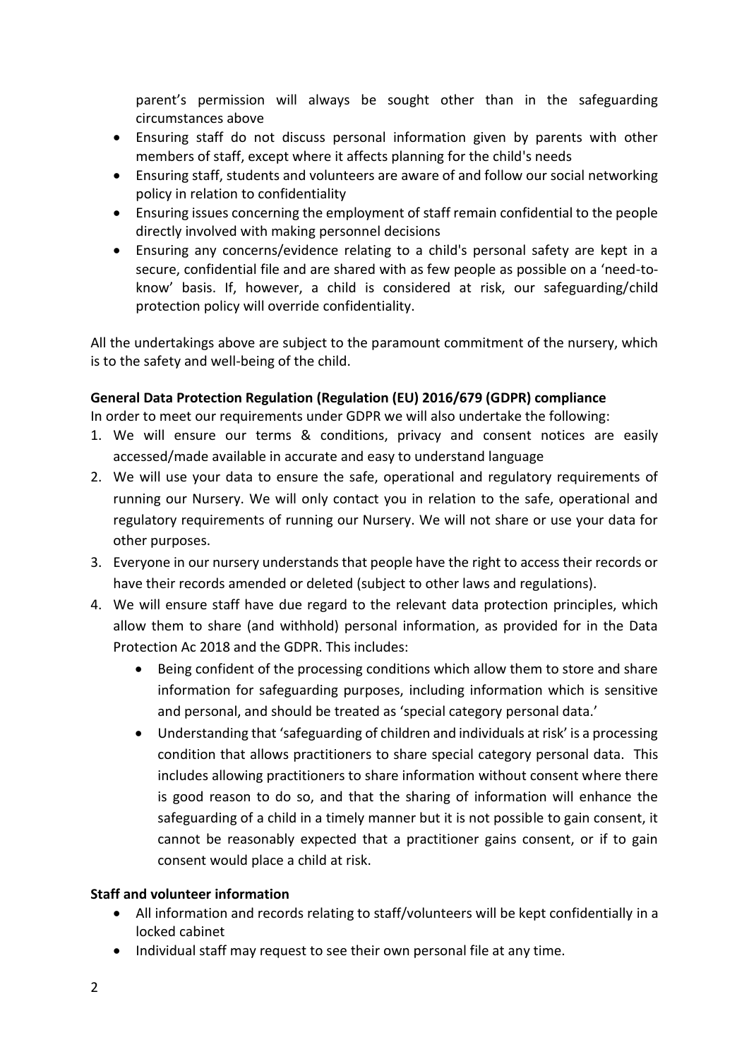parent's permission will always be sought other than in the safeguarding circumstances above

- Ensuring staff do not discuss personal information given by parents with other members of staff, except where it affects planning for the child's needs
- Ensuring staff, students and volunteers are aware of and follow our social networking policy in relation to confidentiality
- Ensuring issues concerning the employment of staff remain confidential to the people directly involved with making personnel decisions
- Ensuring any concerns/evidence relating to a child's personal safety are kept in a secure, confidential file and are shared with as few people as possible on a 'need-to-know' basis. If, however, a child is considered at risk, our safeguarding/child protection policy will override confidentiality.

All the undertakings above are subject to the paramount commitment of the nursery, which is to the safety and well-being of the child.

**General Data Protection Regulation (Regulation (EU) 2016/679 (GDPR) compliance**

In order to meet our requirements under GDPR we will also undertake the following:

1. We will ensure our terms & conditions, privacy and consent notices are easily accessed/made available in accurate and easy to understand language
2. We will use your data to ensure the safe, operational and regulatory requirements of running our Nursery. We will only contact you in relation to the safe, operational and regulatory requirements of running our Nursery. We will not share or use your data for other purposes.
3. Everyone in our nursery understands that people have the right to access their records or have their records amended or deleted (subject to other laws and regulations).
4. We will ensure staff have due regard to the relevant data protection principles, which allow them to share (and withhold) personal information, as provided for in the Data Protection Ac 2018 and the GDPR. This includes:
   - Being confident of the processing conditions which allow them to store and share information for safeguarding purposes, including information which is sensitive and personal, and should be treated as 'special category personal data.'
   - Understanding that 'safeguarding of children and individuals at risk' is a processing condition that allows practitioners to share special category personal data. This includes allowing practitioners to share information without consent where there is good reason to do so, and that the sharing of information will enhance the safeguarding of a child in a timely manner but it is not possible to gain consent, it cannot be reasonably expected that a practitioner gains consent, or if to gain consent would place a child at risk.

**Staff and volunteer information**

- All information and records relating to staff/volunteers will be kept confidentially in a locked cabinet
- Individual staff may request to see their own personal file at any time.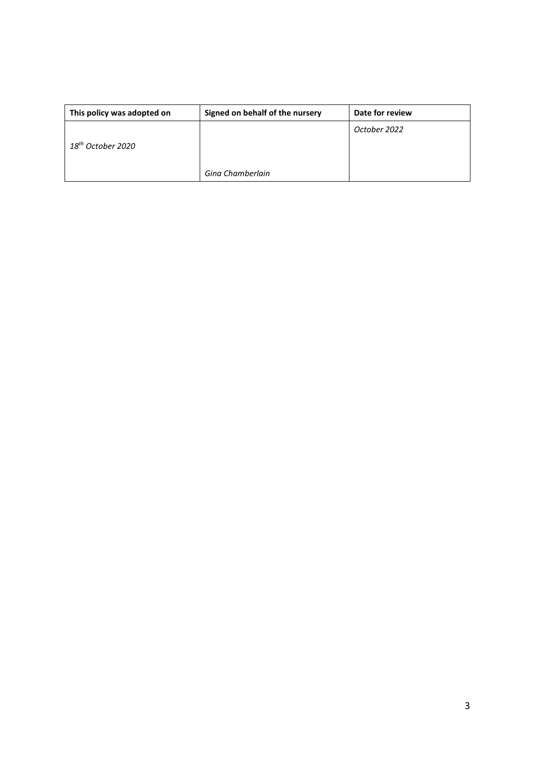| This policy was adopted on | Signed on behalf of the nursery | Date for review |
|---|---|---|
| *18th October 2020* | *Gina Chamberlain* | *October 2022* |